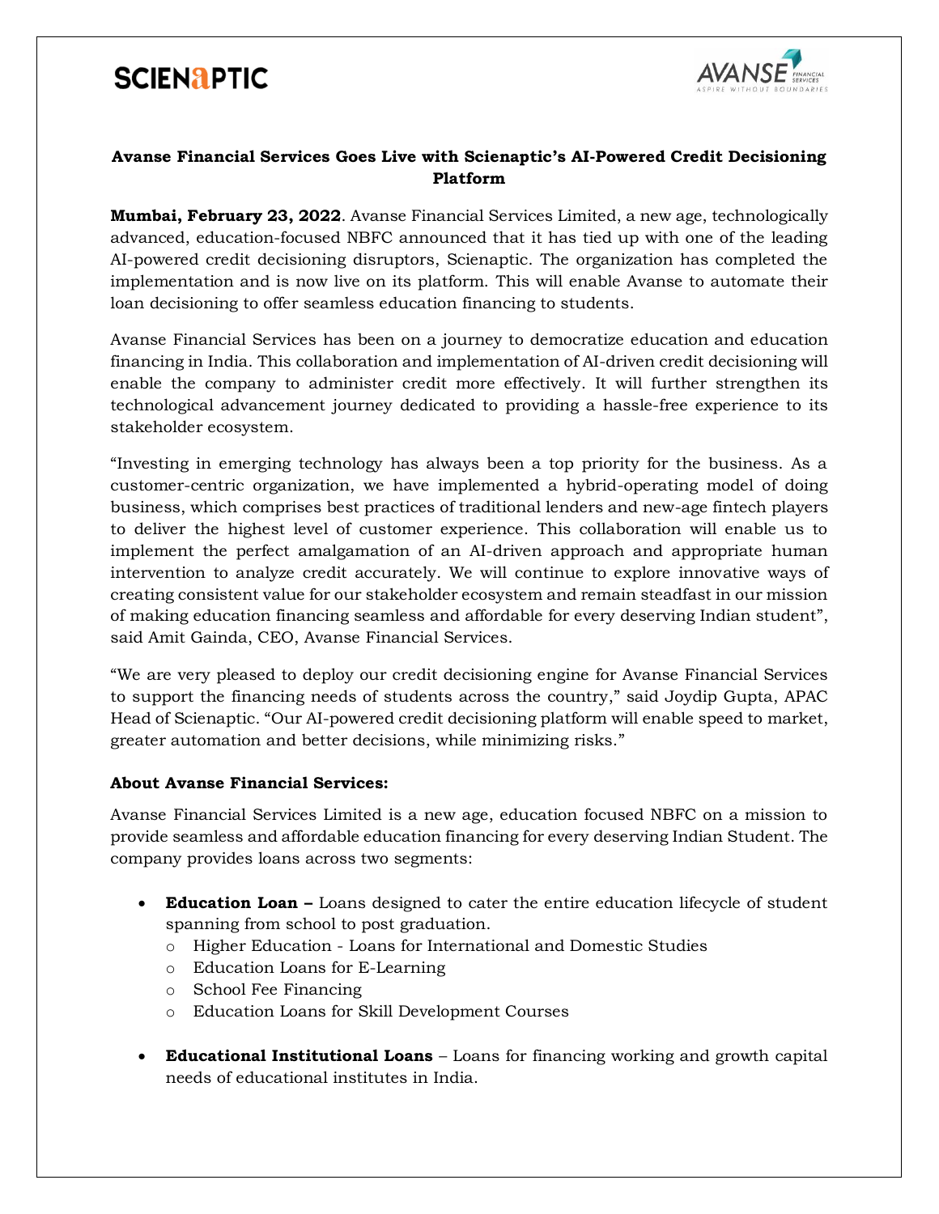## Avanse Financial Services Goes Live with Scienaptic's AI-Powered Credit Decisioning Platform

**Mumbai, February 23, 2022**. Avanse Financial Services Limited, a new age, technologically advanced, education-focused NBFC announced that it has tied up with one of the leading AI-powered credit decisioning disruptors, Scienaptic. The organization has completed the implementation and is now live on its platform. This will enable Avanse to automate their loan decisioning to offer seamless education financing to students.

Avanse Financial Services has been on a journey to democratize education and education financing in India. This collaboration and implementation of AI-driven credit decisioning will enable the company to administer credit more effectively. It will further strengthen its technological advancement journey dedicated to providing a hassle-free experience to its stakeholder ecosystem.

"Investing in emerging technology has always been a top priority for the business. As a customer-centric organization, we have implemented a hybrid-operating model of doing business, which comprises best practices of traditional lenders and new-age fintech players to deliver the highest level of customer experience. This collaboration will enable us to implement the perfect amalgamation of an AI-driven approach and appropriate human intervention to analyze credit accurately. We will continue to explore innovative ways of creating consistent value for our stakeholder ecosystem and remain steadfast in our mission of making education financing seamless and affordable for every deserving Indian student", said Amit Gainda, CEO, Avanse Financial Services.

"We are very pleased to deploy our credit decisioning engine for Avanse Financial Services to support the financing needs of students across the country," said Joydip Gupta, APAC Head of Scienaptic. "Our AI-powered credit decisioning platform will enable speed to market, greater automation and better decisions, while minimizing risks."

### About Avanse Financial Services:

Avanse Financial Services Limited is a new age, education focused NBFC on a mission to provide seamless and affordable education financing for every deserving Indian Student. The company provides loans across two segments:

- **Education Loan –** Loans designed to cater the entire education lifecycle of student spanning from school to post graduation.
  - Higher Education - Loans for International and Domestic Studies
  - Education Loans for E-Learning
  - School Fee Financing
  - Education Loans for Skill Development Courses
- **Educational Institutional Loans** – Loans for financing working and growth capital needs of educational institutes in India.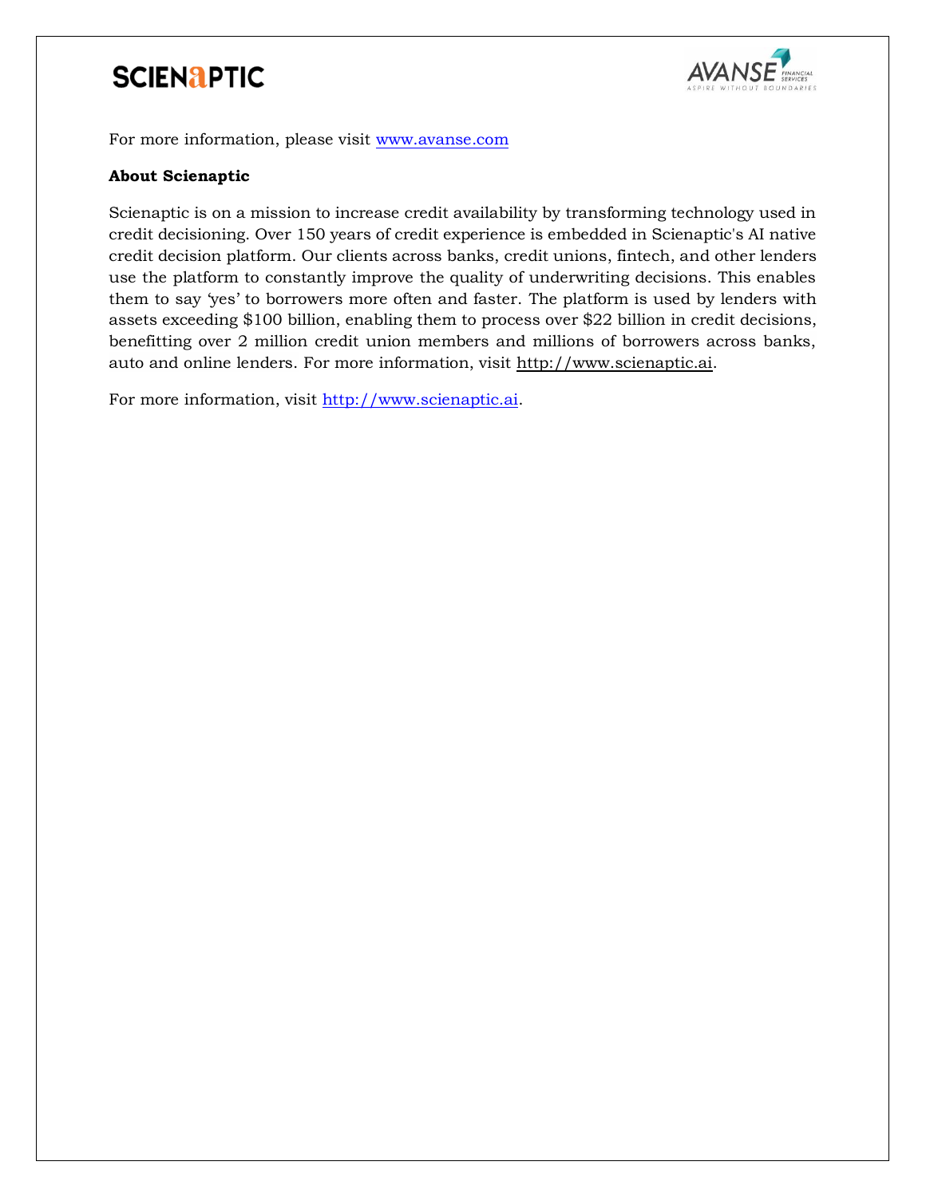For more information, please visit www.avanse.com

**About Scienaptic**

Scienaptic is on a mission to increase credit availability by transforming technology used in credit decisioning. Over 150 years of credit experience is embedded in Scienaptic's AI native credit decision platform. Our clients across banks, credit unions, fintech, and other lenders use the platform to constantly improve the quality of underwriting decisions. This enables them to say 'yes' to borrowers more often and faster. The platform is used by lenders with assets exceeding $100 billion, enabling them to process over $22 billion in credit decisions, benefitting over 2 million credit union members and millions of borrowers across banks, auto and online lenders. For more information, visit http://www.scienaptic.ai.

For more information, visit http://www.scienaptic.ai.